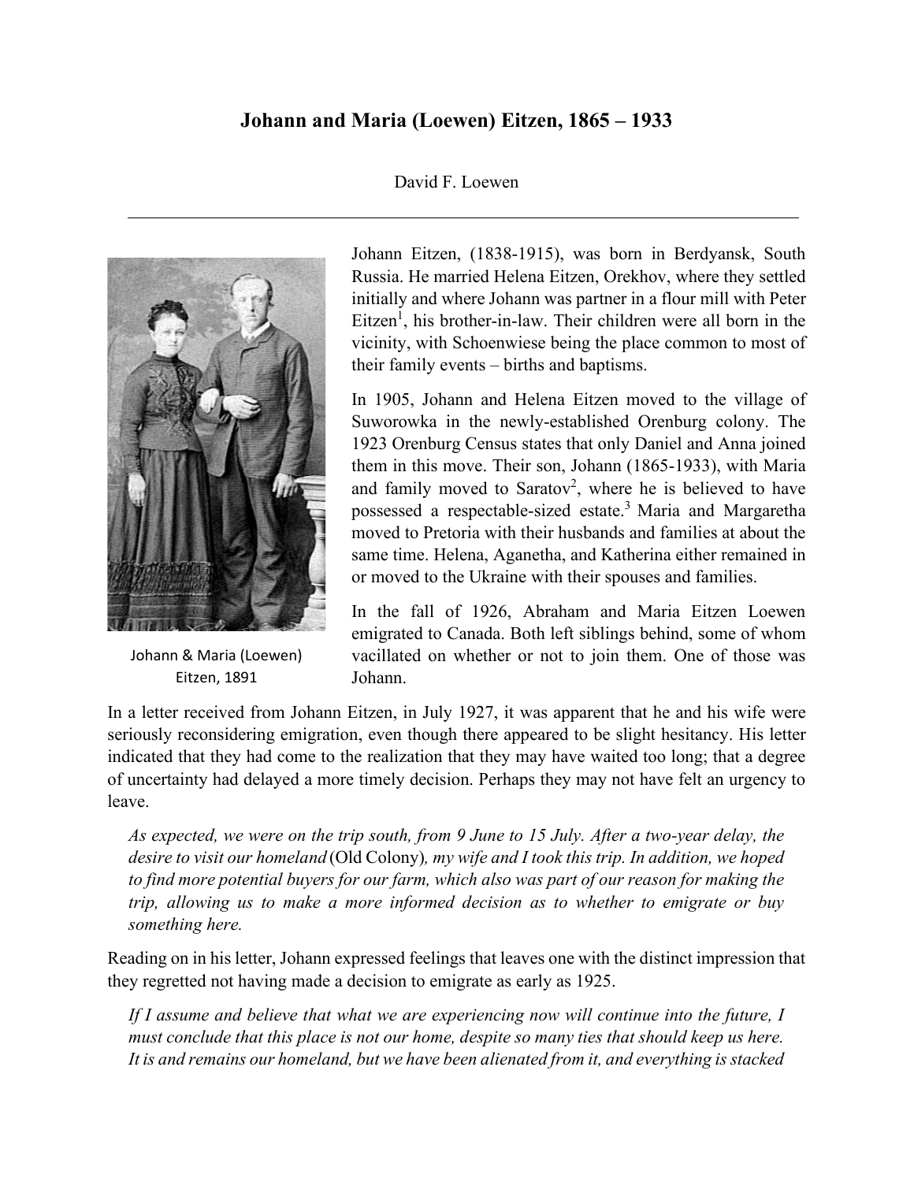# Johann and Maria (Loewen) Eitzen, 1865 – 1933

David F. Loewen

---

Johann & Maria (Loewen) Eitzen, 1891

Johann Eitzen, (1838-1915), was born in Berdyansk, South Russia. He married Helena Eitzen, Orekhov, where they settled initially and where Johann was partner in a flour mill with Peter Eitzen[1], his brother-in-law. Their children were all born in the vicinity, with Schoenwiese being the place common to most of their family events – births and baptisms.

In 1905, Johann and Helena Eitzen moved to the village of Suworowka in the newly-established Orenburg colony. The 1923 Orenburg Census states that only Daniel and Anna joined them in this move. Their son, Johann (1865-1933), with Maria and family moved to Saratov[2], where he is believed to have possessed a respectable-sized estate.[3] Maria and Margaretha moved to Pretoria with their husbands and families at about the same time. Helena, Aganetha, and Katherina either remained in or moved to the Ukraine with their spouses and families.

In the fall of 1926, Abraham and Maria Eitzen Loewen emigrated to Canada. Both left siblings behind, some of whom vacillated on whether or not to join them. One of those was Johann.

In a letter received from Johann Eitzen, in July 1927, it was apparent that he and his wife were seriously reconsidering emigration, even though there appeared to be slight hesitancy. His letter indicated that they had come to the realization that they may have waited too long; that a degree of uncertainty had delayed a more timely decision. Perhaps they may not have felt an urgency to leave.

> *As expected, we were on the trip south, from 9 June to 15 July. After a two-year delay, the desire to visit our homeland* (Old Colony)*, my wife and I took this trip. In addition, we hoped to find more potential buyers for our farm, which also was part of our reason for making the trip, allowing us to make a more informed decision as to whether to emigrate or buy something here.*

Reading on in his letter, Johann expressed feelings that leaves one with the distinct impression that they regretted not having made a decision to emigrate as early as 1925.

> *If I assume and believe that what we are experiencing now will continue into the future, I must conclude that this place is not our home, despite so many ties that should keep us here. It is and remains our homeland, but we have been alienated from it, and everything is stacked*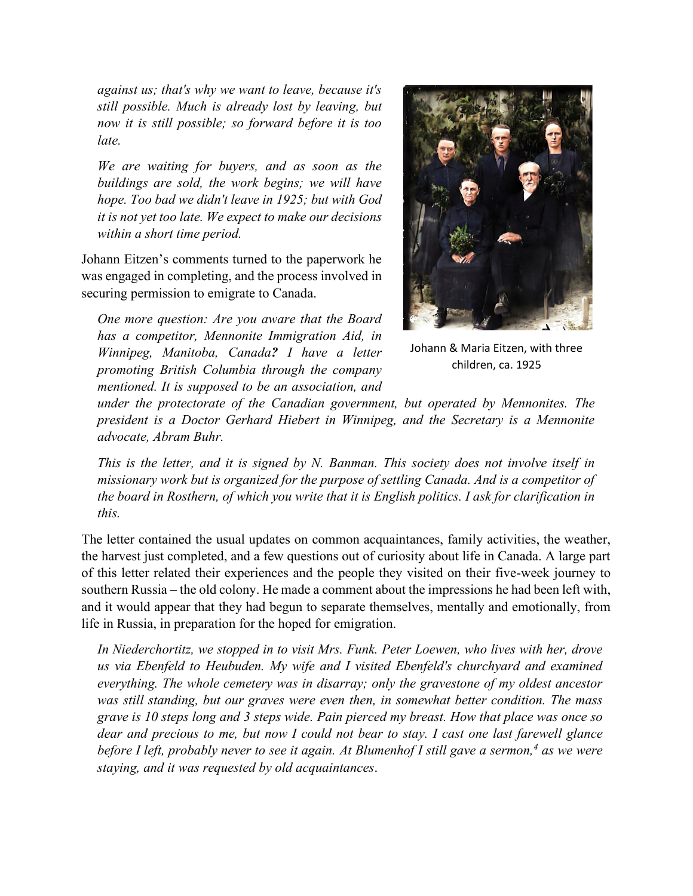*against us; that's why we want to leave, because it's still possible. Much is already lost by leaving, but now it is still possible; so forward before it is too late.*

*We are waiting for buyers, and as soon as the buildings are sold, the work begins; we will have hope. Too bad we didn't leave in 1925; but with God it is not yet too late. We expect to make our decisions within a short time period.*

Johann Eitzen's comments turned to the paperwork he was engaged in completing, and the process involved in securing permission to emigrate to Canada.

*One more question: Are you aware that the Board has a competitor, Mennonite Immigration Aid, in Winnipeg, Manitoba, Canada**?** I have a letter promoting British Columbia through the company mentioned. It is supposed to be an association, and under the protectorate of the Canadian government, but operated by Mennonites. The president is a Doctor Gerhard Hiebert in Winnipeg, and the Secretary is a Mennonite advocate, Abram Buhr.*

Johann & Maria Eitzen, with three children, ca. 1925

*This is the letter, and it is signed by N. Banman. This society does not involve itself in missionary work but is organized for the purpose of settling Canada. And is a competitor of the board in Rosthern, of which you write that it is English politics. I ask for clarification in this.*

The letter contained the usual updates on common acquaintances, family activities, the weather, the harvest just completed, and a few questions out of curiosity about life in Canada. A large part of this letter related their experiences and the people they visited on their five-week journey to southern Russia – the old colony. He made a comment about the impressions he had been left with, and it would appear that they had begun to separate themselves, mentally and emotionally, from life in Russia, in preparation for the hoped for emigration.

*In Niederchortitz, we stopped in to visit Mrs. Funk. Peter Loewen, who lives with her, drove us via Ebenfeld to Heubuden. My wife and I visited Ebenfeld's churchyard and examined everything. The whole cemetery was in disarray; only the gravestone of my oldest ancestor was still standing, but our graves were even then, in somewhat better condition. The mass grave is 10 steps long and 3 steps wide. Pain pierced my breast. How that place was once so dear and precious to me, but now I could not bear to stay. I cast one last farewell glance before I left, probably never to see it again. At Blumenhof I still gave a sermon,[4] as we were staying, and it was requested by old acquaintances.*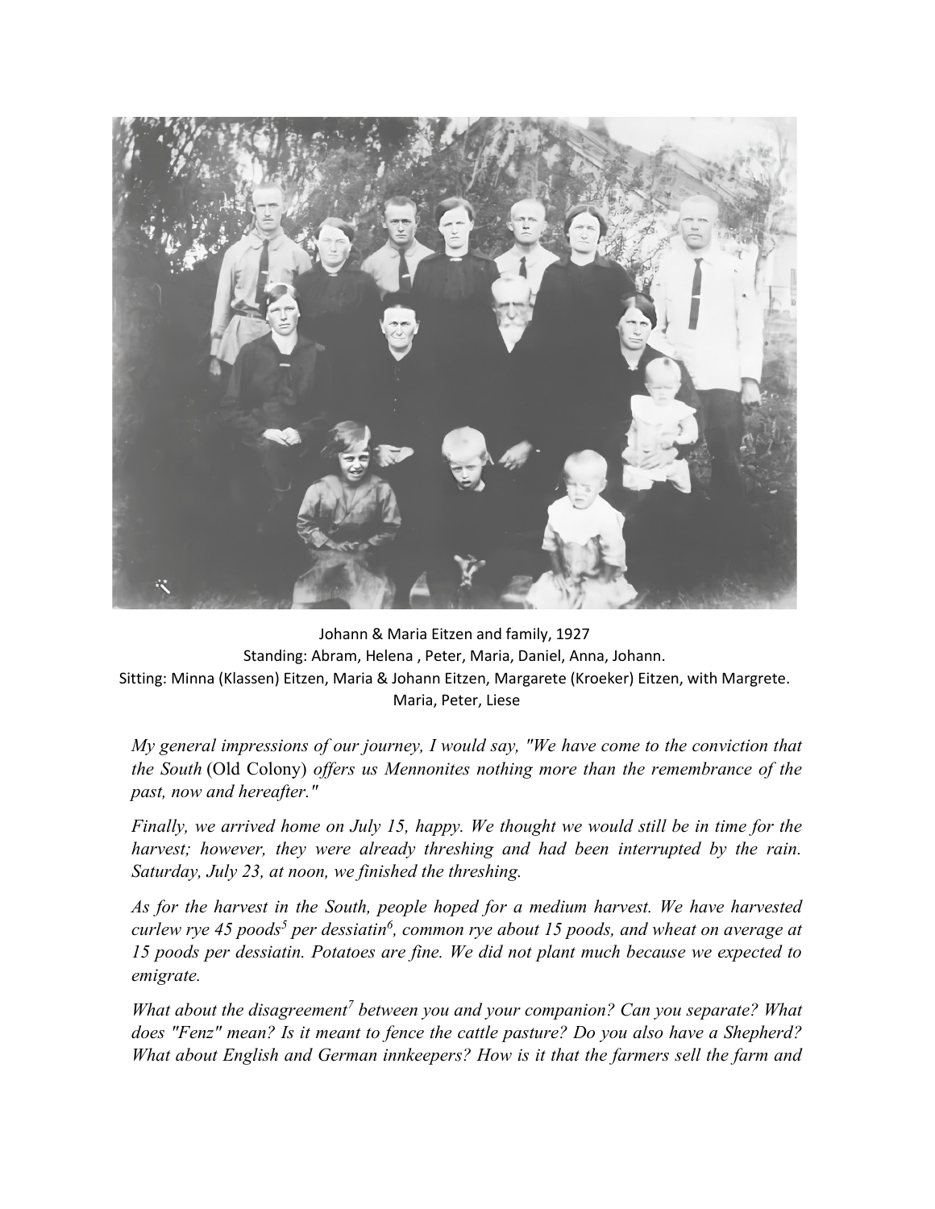Johann & Maria Eitzen and family, 1927
Standing: Abram, Helena , Peter, Maria, Daniel, Anna, Johann.
Sitting: Minna (Klassen) Eitzen, Maria & Johann Eitzen, Margarete (Kroeker) Eitzen, with Margrete.
Maria, Peter, Liese

*My general impressions of our journey, I would say, "We have come to the conviction that the South* (Old Colony) *offers us Mennonites nothing more than the remembrance of the past, now and hereafter."*

*Finally, we arrived home on July 15, happy. We thought we would still be in time for the harvest; however, they were already threshing and had been interrupted by the rain. Saturday, July 23, at noon, we finished the threshing.*

*As for the harvest in the South, people hoped for a medium harvest. We have harvested curlew rye 45 poods[5] per dessiatin[6], common rye about 15 poods, and wheat on average at 15 poods per dessiatin. Potatoes are fine. We did not plant much because we expected to emigrate.*

*What about the disagreement[7] between you and your companion? Can you separate? What does "Fenz" mean? Is it meant to fence the cattle pasture? Do you also have a Shepherd? What about English and German innkeepers? How is it that the farmers sell the farm and*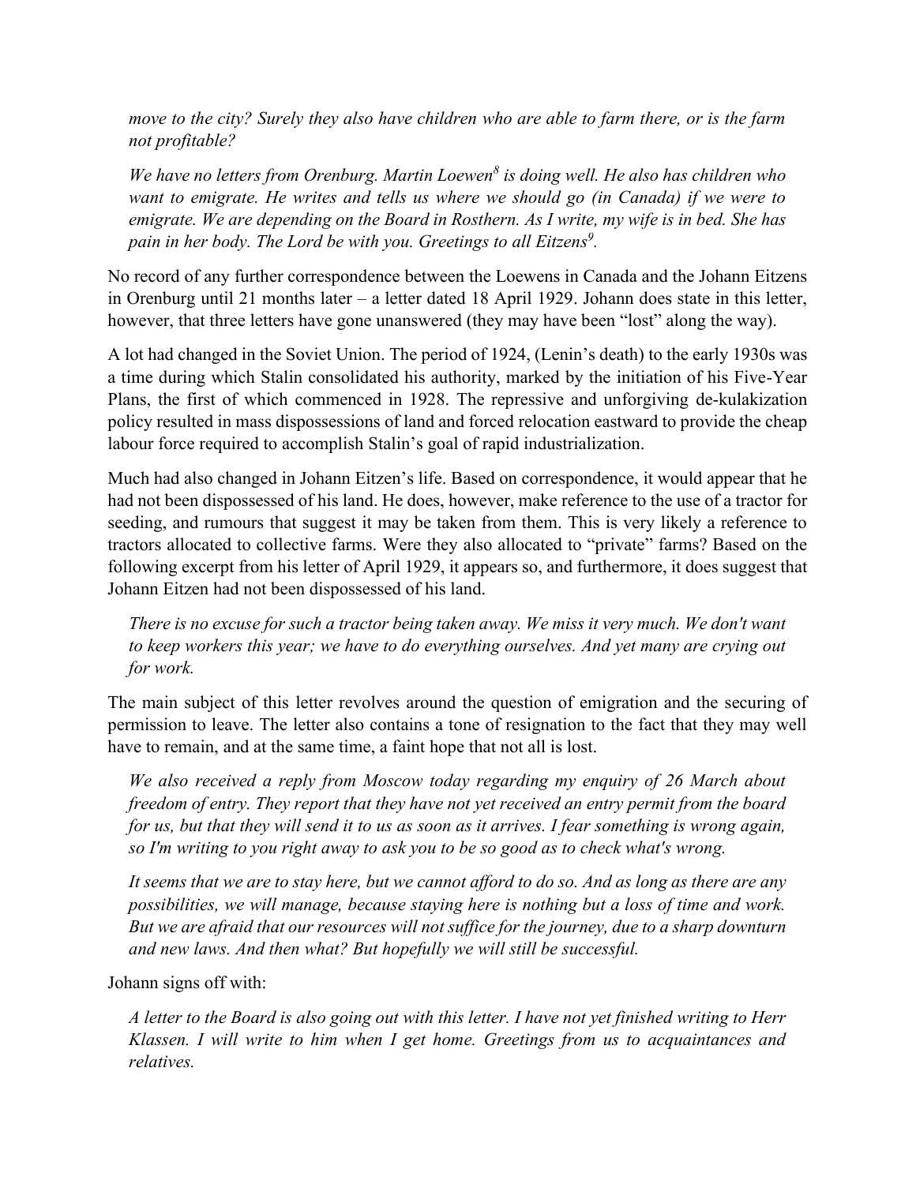*move to the city? Surely they also have children who are able to farm there, or is the farm not profitable?*

*We have no letters from Orenburg. Martin Loewen*[8] *is doing well. He also has children who want to emigrate. He writes and tells us where we should go (in Canada) if we were to emigrate. We are depending on the Board in Rosthern. As I write, my wife is in bed. She has pain in her body. The Lord be with you. Greetings to all Eitzens*[9].

No record of any further correspondence between the Loewens in Canada and the Johann Eitzens in Orenburg until 21 months later – a letter dated 18 April 1929. Johann does state in this letter, however, that three letters have gone unanswered (they may have been "lost" along the way).

A lot had changed in the Soviet Union. The period of 1924, (Lenin's death) to the early 1930s was a time during which Stalin consolidated his authority, marked by the initiation of his Five-Year Plans, the first of which commenced in 1928. The repressive and unforgiving de-kulakization policy resulted in mass dispossessions of land and forced relocation eastward to provide the cheap labour force required to accomplish Stalin's goal of rapid industrialization.

Much had also changed in Johann Eitzen's life. Based on correspondence, it would appear that he had not been dispossessed of his land. He does, however, make reference to the use of a tractor for seeding, and rumours that suggest it may be taken from them. This is very likely a reference to tractors allocated to collective farms. Were they also allocated to "private" farms? Based on the following excerpt from his letter of April 1929, it appears so, and furthermore, it does suggest that Johann Eitzen had not been dispossessed of his land.

*There is no excuse for such a tractor being taken away. We miss it very much. We don't want to keep workers this year; we have to do everything ourselves. And yet many are crying out for work.*

The main subject of this letter revolves around the question of emigration and the securing of permission to leave. The letter also contains a tone of resignation to the fact that they may well have to remain, and at the same time, a faint hope that not all is lost.

*We also received a reply from Moscow today regarding my enquiry of 26 March about freedom of entry. They report that they have not yet received an entry permit from the board for us, but that they will send it to us as soon as it arrives. I fear something is wrong again, so I'm writing to you right away to ask you to be so good as to check what's wrong.*

*It seems that we are to stay here, but we cannot afford to do so. And as long as there are any possibilities, we will manage, because staying here is nothing but a loss of time and work. But we are afraid that our resources will not suffice for the journey, due to a sharp downturn and new laws. And then what? But hopefully we will still be successful.*

Johann signs off with:

*A letter to the Board is also going out with this letter. I have not yet finished writing to Herr Klassen. I will write to him when I get home. Greetings from us to acquaintances and relatives.*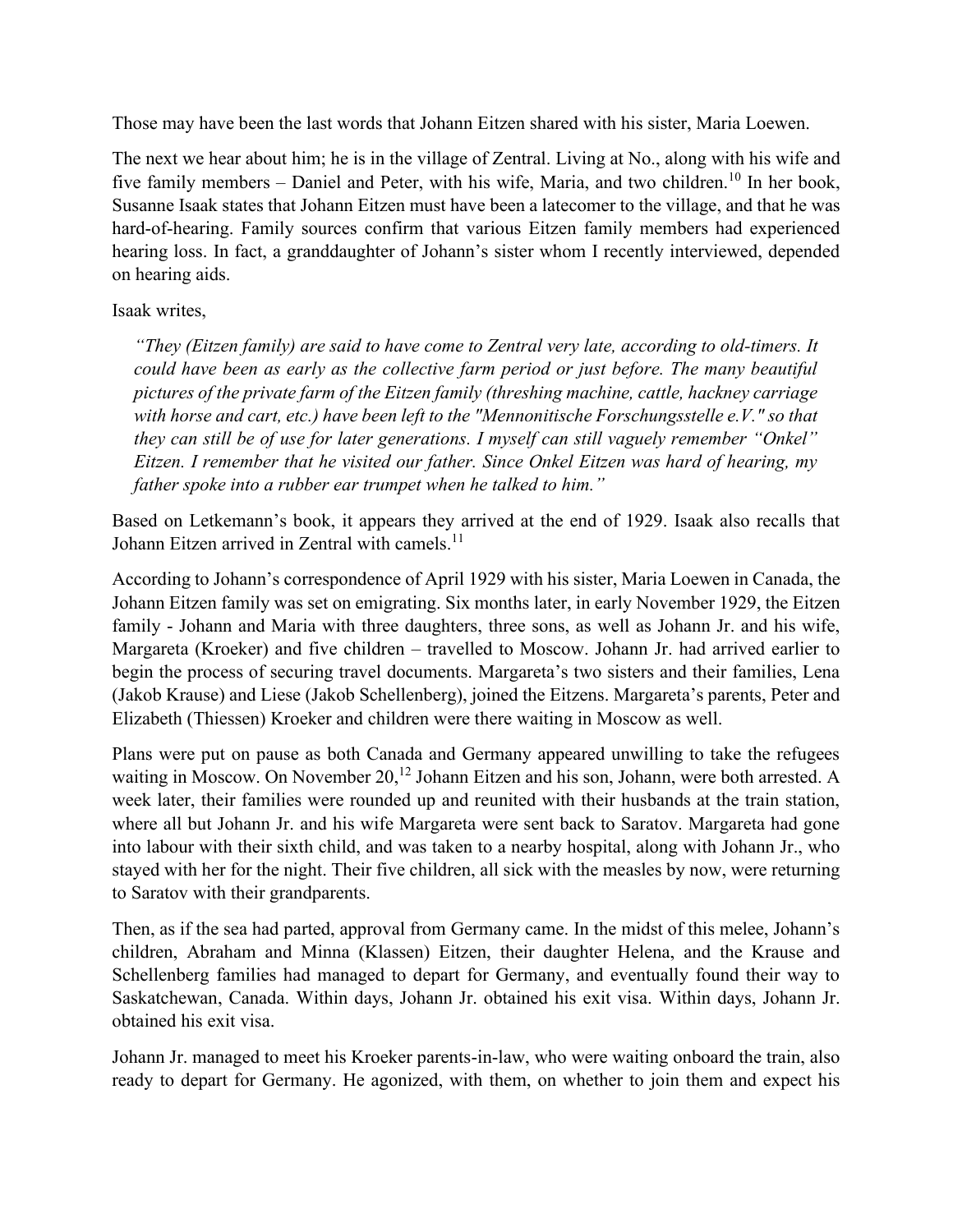Those may have been the last words that Johann Eitzen shared with his sister, Maria Loewen.

The next we hear about him; he is in the village of Zentral. Living at No., along with his wife and five family members – Daniel and Peter, with his wife, Maria, and two children.[10] In her book, Susanne Isaak states that Johann Eitzen must have been a latecomer to the village, and that he was hard-of-hearing. Family sources confirm that various Eitzen family members had experienced hearing loss. In fact, a granddaughter of Johann's sister whom I recently interviewed, depended on hearing aids.

Isaak writes,

> *"They (Eitzen family) are said to have come to Zentral very late, according to old-timers. It could have been as early as the collective farm period or just before. The many beautiful pictures of the private farm of the Eitzen family (threshing machine, cattle, hackney carriage with horse and cart, etc.) have been left to the "Mennonitische Forschungsstelle e.V." so that they can still be of use for later generations. I myself can still vaguely remember "Onkel" Eitzen. I remember that he visited our father. Since Onkel Eitzen was hard of hearing, my father spoke into a rubber ear trumpet when he talked to him."*

Based on Letkemann's book, it appears they arrived at the end of 1929. Isaak also recalls that Johann Eitzen arrived in Zentral with camels.[11]

According to Johann's correspondence of April 1929 with his sister, Maria Loewen in Canada, the Johann Eitzen family was set on emigrating. Six months later, in early November 1929, the Eitzen family - Johann and Maria with three daughters, three sons, as well as Johann Jr. and his wife, Margareta (Kroeker) and five children – travelled to Moscow. Johann Jr. had arrived earlier to begin the process of securing travel documents. Margareta's two sisters and their families, Lena (Jakob Krause) and Liese (Jakob Schellenberg), joined the Eitzens. Margareta's parents, Peter and Elizabeth (Thiessen) Kroeker and children were there waiting in Moscow as well.

Plans were put on pause as both Canada and Germany appeared unwilling to take the refugees waiting in Moscow. On November 20,[12] Johann Eitzen and his son, Johann, were both arrested. A week later, their families were rounded up and reunited with their husbands at the train station, where all but Johann Jr. and his wife Margareta were sent back to Saratov. Margareta had gone into labour with their sixth child, and was taken to a nearby hospital, along with Johann Jr., who stayed with her for the night. Their five children, all sick with the measles by now, were returning to Saratov with their grandparents.

Then, as if the sea had parted, approval from Germany came. In the midst of this melee, Johann's children, Abraham and Minna (Klassen) Eitzen, their daughter Helena, and the Krause and Schellenberg families had managed to depart for Germany, and eventually found their way to Saskatchewan, Canada. Within days, Johann Jr. obtained his exit visa. Within days, Johann Jr. obtained his exit visa.

Johann Jr. managed to meet his Kroeker parents-in-law, who were waiting onboard the train, also ready to depart for Germany. He agonized, with them, on whether to join them and expect his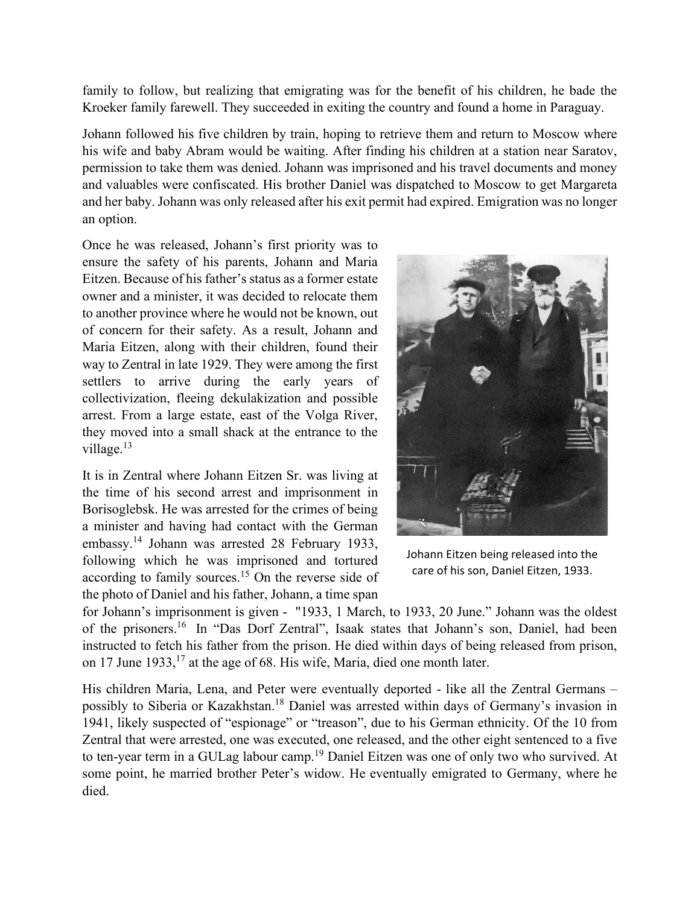family to follow, but realizing that emigrating was for the benefit of his children, he bade the Kroeker family farewell. They succeeded in exiting the country and found a home in Paraguay.

Johann followed his five children by train, hoping to retrieve them and return to Moscow where his wife and baby Abram would be waiting. After finding his children at a station near Saratov, permission to take them was denied. Johann was imprisoned and his travel documents and money and valuables were confiscated. His brother Daniel was dispatched to Moscow to get Margareta and her baby. Johann was only released after his exit permit had expired. Emigration was no longer an option.

Once he was released, Johann's first priority was to ensure the safety of his parents, Johann and Maria Eitzen. Because of his father's status as a former estate owner and a minister, it was decided to relocate them to another province where he would not be known, out of concern for their safety. As a result, Johann and Maria Eitzen, along with their children, found their way to Zentral in late 1929. They were among the first settlers to arrive during the early years of collectivization, fleeing dekulakization and possible arrest. From a large estate, east of the Volga River, they moved into a small shack at the entrance to the village.[13]

Johann Eitzen being released into the care of his son, Daniel Eitzen, 1933.

It is in Zentral where Johann Eitzen Sr. was living at the time of his second arrest and imprisonment in Borisoglebsk. He was arrested for the crimes of being a minister and having had contact with the German embassy.[14] Johann was arrested 28 February 1933, following which he was imprisoned and tortured according to family sources.[15] On the reverse side of the photo of Daniel and his father, Johann, a time span for Johann's imprisonment is given - "1933, 1 March, to 1933, 20 June." Johann was the oldest of the prisoners.[16] In "Das Dorf Zentral", Isaak states that Johann's son, Daniel, had been instructed to fetch his father from the prison. He died within days of being released from prison, on 17 June 1933,[17] at the age of 68. His wife, Maria, died one month later.

His children Maria, Lena, and Peter were eventually deported - like all the Zentral Germans – possibly to Siberia or Kazakhstan.[18] Daniel was arrested within days of Germany's invasion in 1941, likely suspected of "espionage" or "treason", due to his German ethnicity. Of the 10 from Zentral that were arrested, one was executed, one released, and the other eight sentenced to a five to ten-year term in a GULag labour camp.[19] Daniel Eitzen was one of only two who survived. At some point, he married brother Peter's widow. He eventually emigrated to Germany, where he died.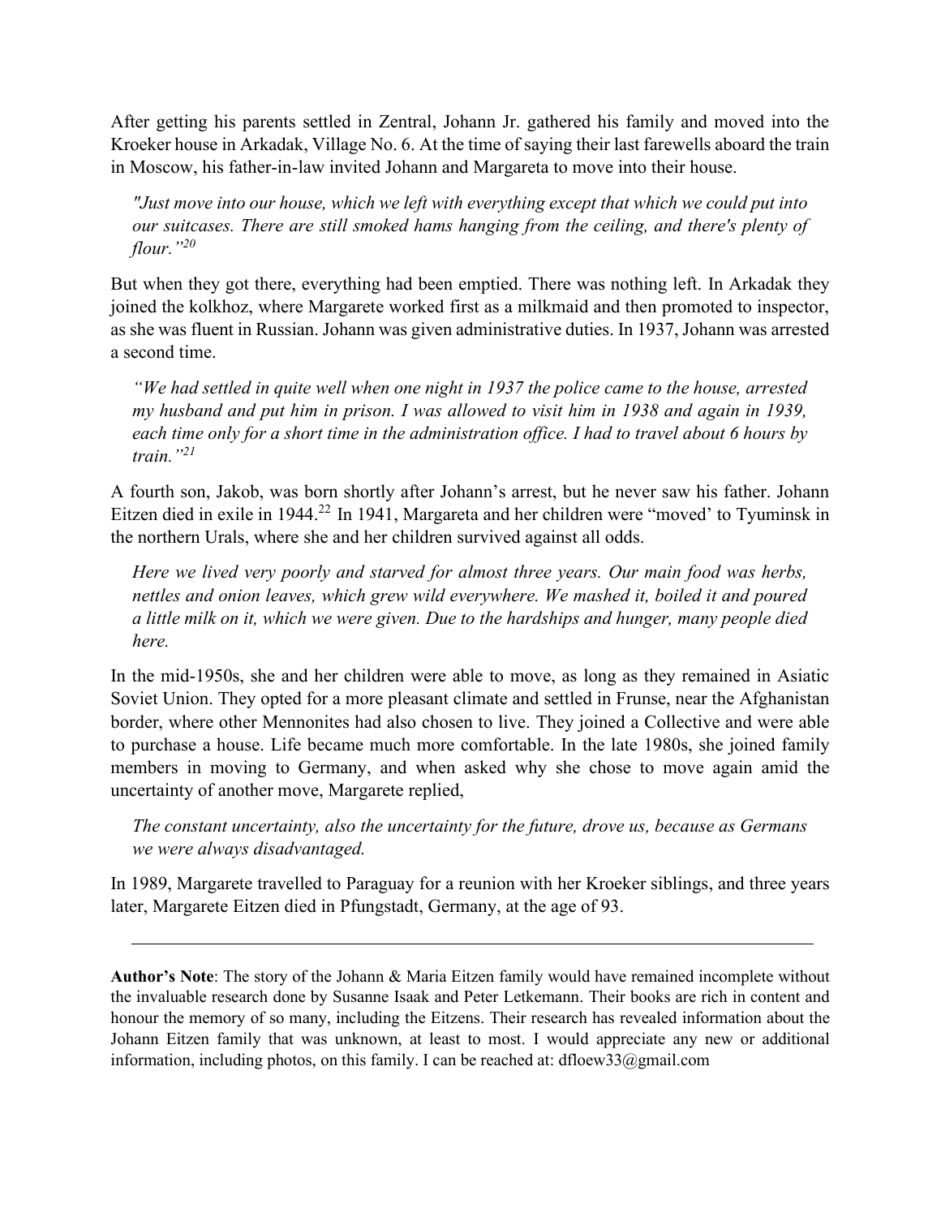After getting his parents settled in Zentral, Johann Jr. gathered his family and moved into the Kroeker house in Arkadak, Village No. 6. At the time of saying their last farewells aboard the train in Moscow, his father-in-law invited Johann and Margareta to move into their house.

> *"Just move into our house, which we left with everything except that which we could put into our suitcases. There are still smoked hams hanging from the ceiling, and there's plenty of flour."*[20]

But when they got there, everything had been emptied. There was nothing left. In Arkadak they joined the kolkhoz, where Margarete worked first as a milkmaid and then promoted to inspector, as she was fluent in Russian. Johann was given administrative duties. In 1937, Johann was arrested a second time.

> *"We had settled in quite well when one night in 1937 the police came to the house, arrested my husband and put him in prison. I was allowed to visit him in 1938 and again in 1939, each time only for a short time in the administration office. I had to travel about 6 hours by train."*[21]

A fourth son, Jakob, was born shortly after Johann's arrest, but he never saw his father. Johann Eitzen died in exile in 1944.[22] In 1941, Margareta and her children were "moved' to Tyuminsk in the northern Urals, where she and her children survived against all odds.

> *Here we lived very poorly and starved for almost three years. Our main food was herbs, nettles and onion leaves, which grew wild everywhere. We mashed it, boiled it and poured a little milk on it, which we were given. Due to the hardships and hunger, many people died here.*

In the mid-1950s, she and her children were able to move, as long as they remained in Asiatic Soviet Union. They opted for a more pleasant climate and settled in Frunse, near the Afghanistan border, where other Mennonites had also chosen to live. They joined a Collective and were able to purchase a house. Life became much more comfortable. In the late 1980s, she joined family members in moving to Germany, and when asked why she chose to move again amid the uncertainty of another move, Margarete replied,

> *The constant uncertainty, also the uncertainty for the future, drove us, because as Germans we were always disadvantaged.*

In 1989, Margarete travelled to Paraguay for a reunion with her Kroeker siblings, and three years later, Margarete Eitzen died in Pfungstadt, Germany, at the age of 93.

---

**Author's Note**: The story of the Johann & Maria Eitzen family would have remained incomplete without the invaluable research done by Susanne Isaak and Peter Letkemann. Their books are rich in content and honour the memory of so many, including the Eitzens. Their research has revealed information about the Johann Eitzen family that was unknown, at least to most. I would appreciate any new or additional information, including photos, on this family. I can be reached at: dfloew33@gmail.com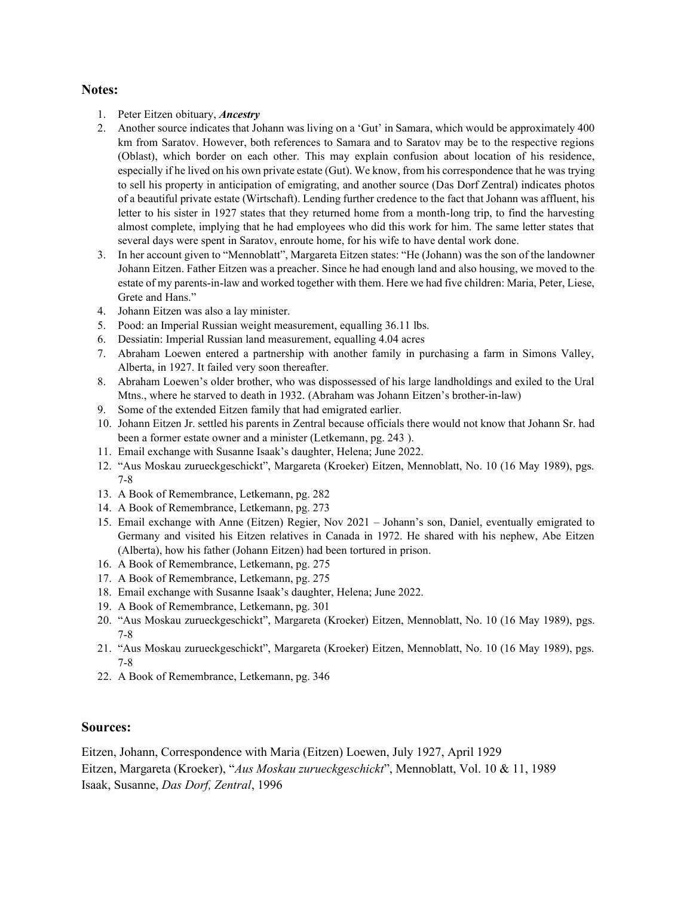## Notes:

1. Peter Eitzen obituary, ***Ancestry***
2. Another source indicates that Johann was living on a 'Gut' in Samara, which would be approximately 400 km from Saratov. However, both references to Samara and to Saratov may be to the respective regions (Oblast), which border on each other. This may explain confusion about location of his residence, especially if he lived on his own private estate (Gut). We know, from his correspondence that he was trying to sell his property in anticipation of emigrating, and another source (Das Dorf Zentral) indicates photos of a beautiful private estate (Wirtschaft). Lending further credence to the fact that Johann was affluent, his letter to his sister in 1927 states that they returned home from a month-long trip, to find the harvesting almost complete, implying that he had employees who did this work for him. The same letter states that several days were spent in Saratov, enroute home, for his wife to have dental work done.
3. In her account given to "Mennoblatt", Margareta Eitzen states: "He (Johann) was the son of the landowner Johann Eitzen. Father Eitzen was a preacher. Since he had enough land and also housing, we moved to the estate of my parents-in-law and worked together with them. Here we had five children: Maria, Peter, Liese, Grete and Hans."
4. Johann Eitzen was also a lay minister.
5. Pood: an Imperial Russian weight measurement, equalling 36.11 lbs.
6. Dessiatin: Imperial Russian land measurement, equalling 4.04 acres
7. Abraham Loewen entered a partnership with another family in purchasing a farm in Simons Valley, Alberta, in 1927. It failed very soon thereafter.
8. Abraham Loewen's older brother, who was dispossessed of his large landholdings and exiled to the Ural Mtns., where he starved to death in 1932. (Abraham was Johann Eitzen's brother-in-law)
9. Some of the extended Eitzen family that had emigrated earlier.
10. Johann Eitzen Jr. settled his parents in Zentral because officials there would not know that Johann Sr. had been a former estate owner and a minister (Letkemann, pg. 243 ).
11. Email exchange with Susanne Isaak's daughter, Helena; June 2022.
12. "Aus Moskau zurueckgeschickt", Margareta (Kroeker) Eitzen, Mennoblatt, No. 10 (16 May 1989), pgs. 7-8
13. A Book of Remembrance, Letkemann, pg. 282
14. A Book of Remembrance, Letkemann, pg. 273
15. Email exchange with Anne (Eitzen) Regier, Nov 2021 – Johann's son, Daniel, eventually emigrated to Germany and visited his Eitzen relatives in Canada in 1972. He shared with his nephew, Abe Eitzen (Alberta), how his father (Johann Eitzen) had been tortured in prison.
16. A Book of Remembrance, Letkemann, pg. 275
17. A Book of Remembrance, Letkemann, pg. 275
18. Email exchange with Susanne Isaak's daughter, Helena; June 2022.
19. A Book of Remembrance, Letkemann, pg. 301
20. "Aus Moskau zurueckgeschickt", Margareta (Kroeker) Eitzen, Mennoblatt, No. 10 (16 May 1989), pgs. 7-8
21. "Aus Moskau zurueckgeschickt", Margareta (Kroeker) Eitzen, Mennoblatt, No. 10 (16 May 1989), pgs. 7-8
22. A Book of Remembrance, Letkemann, pg. 346

## Sources:

Eitzen, Johann, Correspondence with Maria (Eitzen) Loewen, July 1927, April 1929

Eitzen, Margareta (Kroeker), "*Aus Moskau zurueckgeschickt*", Mennoblatt, Vol. 10 & 11, 1989

Isaak, Susanne, *Das Dorf, Zentral*, 1996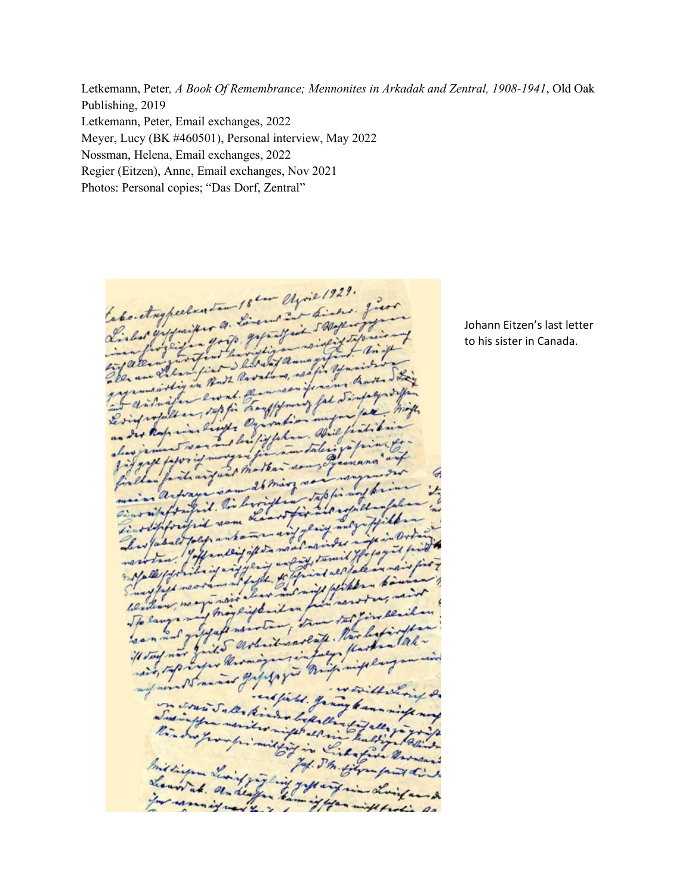Letkemann, Peter, *A Book Of Remembrance; Mennonites in Arkadak and Zentral, 1908-1941*, Old Oak Publishing, 2019

Letkemann, Peter, Email exchanges, 2022

Meyer, Lucy (BK #460501), Personal interview, May 2022

Nossman, Helena, Email exchanges, 2022

Regier (Eitzen), Anne, Email exchanges, Nov 2021

Photos: Personal copies; "Das Dorf, Zentral"

Johann Eitzen's last letter to his sister in Canada.